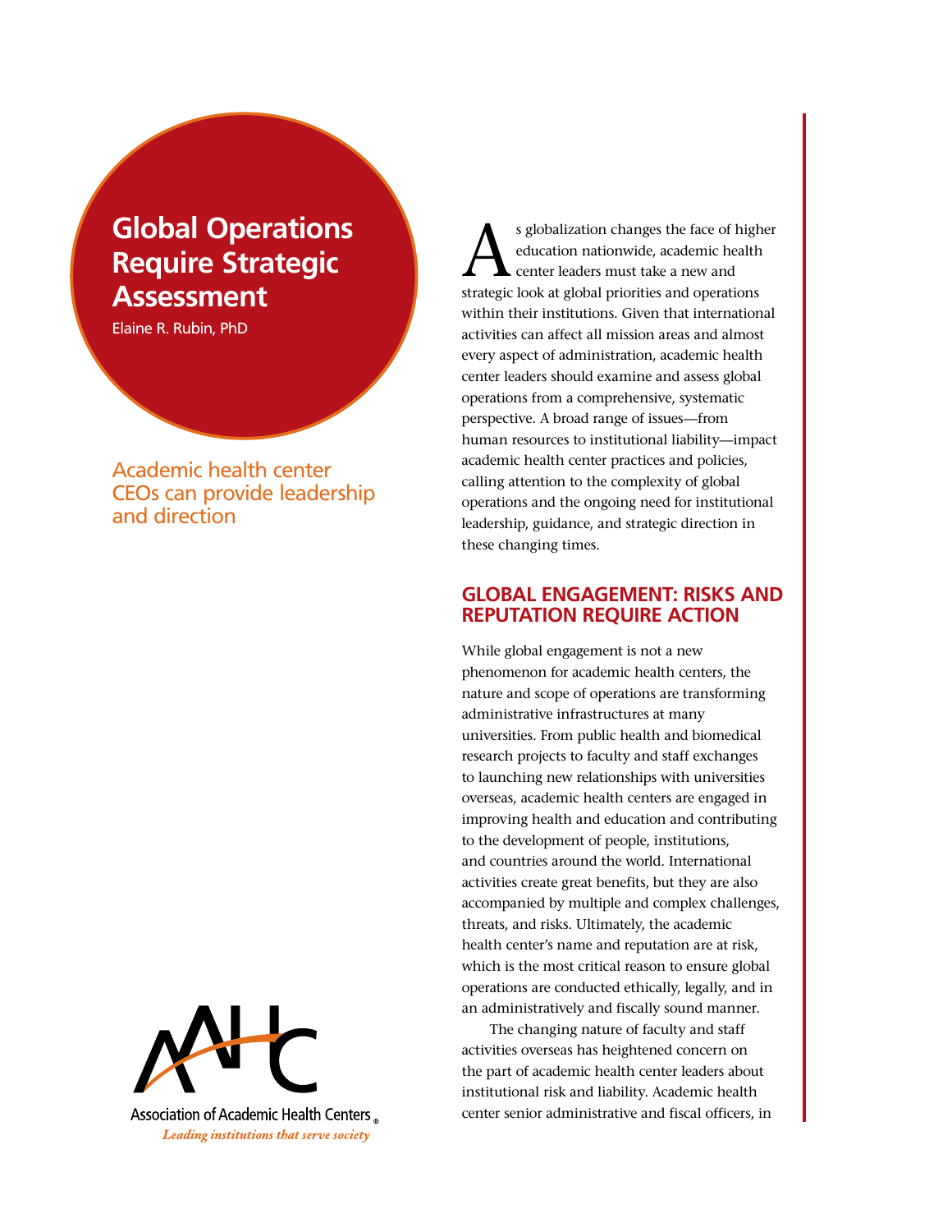# Global Operations Require Strategic Assessment

Elaine R. Rubin, PhD

## Academic health center CEOs can provide leadership and direction

As globalization changes the face of higher education nationwide, academic health center leaders must take a new and strategic look at global priorities and operations within their institutions. Given that international activities can affect all mission areas and almost every aspect of administration, academic health center leaders should examine and assess global operations from a comprehensive, systematic perspective. A broad range of issues—from human resources to institutional liability—impact academic health center practices and policies, calling attention to the complexity of global operations and the ongoing need for institutional leadership, guidance, and strategic direction in these changing times.

## GLOBAL ENGAGEMENT: RISKS AND REPUTATION REQUIRE ACTION

While global engagement is not a new phenomenon for academic health centers, the nature and scope of operations are transforming administrative infrastructures at many universities. From public health and biomedical research projects to faculty and staff exchanges to launching new relationships with universities overseas, academic health centers are engaged in improving health and education and contributing to the development of people, institutions, and countries around the world. International activities create great benefits, but they are also accompanied by multiple and complex challenges, threats, and risks. Ultimately, the academic health center's name and reputation are at risk, which is the most critical reason to ensure global operations are conducted ethically, legally, and in an administratively and fiscally sound manner.

The changing nature of faculty and staff activities overseas has heightened concern on the part of academic health center leaders about institutional risk and liability. Academic health center senior administrative and fiscal officers, in

Association of Academic Health Centers®

*Leading institutions that serve society*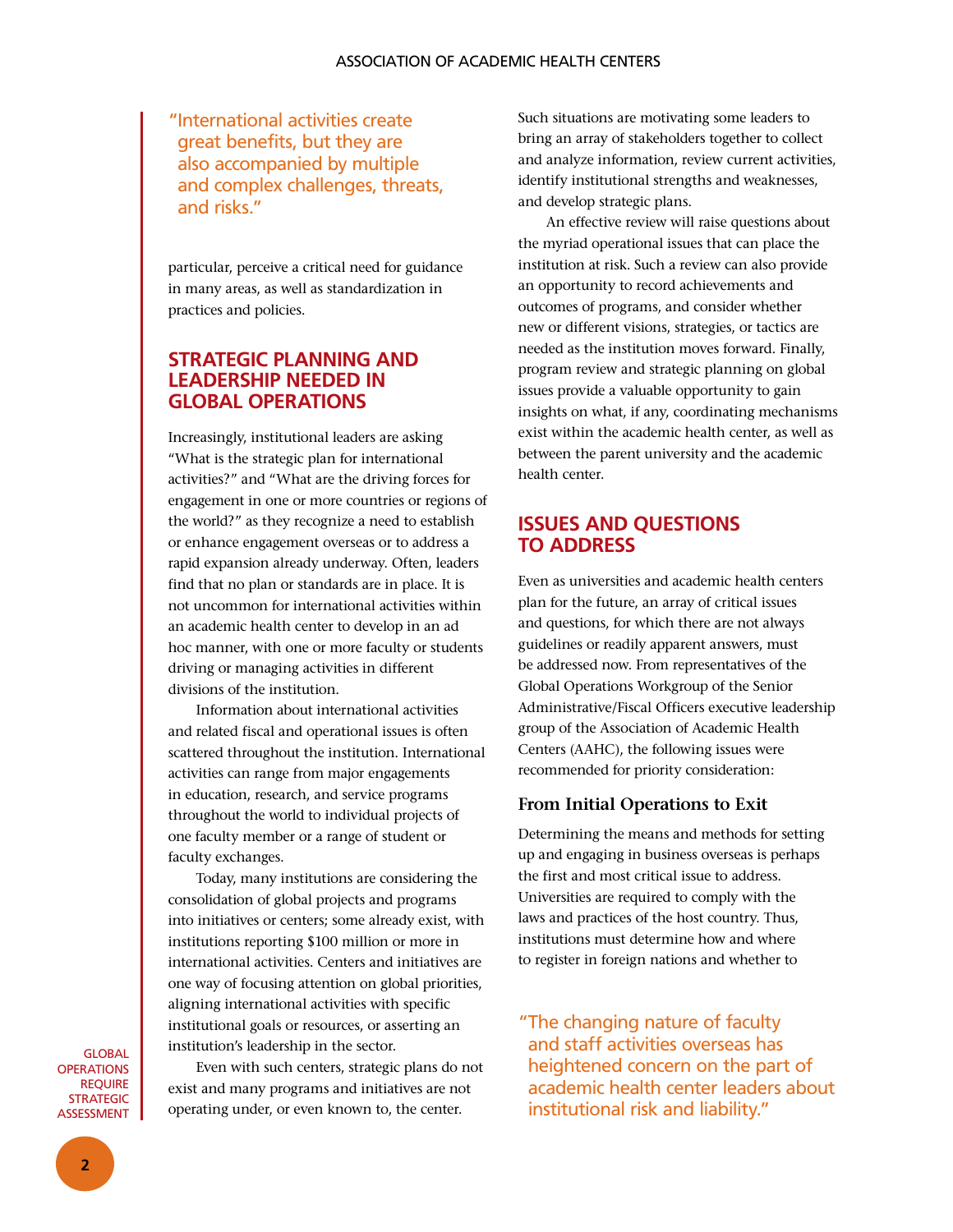"International activities create great benefits, but they are also accompanied by multiple and complex challenges, threats, and risks."

particular, perceive a critical need for guidance in many areas, as well as standardization in practices and policies.

## STRATEGIC PLANNING AND LEADERSHIP NEEDED IN GLOBAL OPERATIONS

Increasingly, institutional leaders are asking "What is the strategic plan for international activities?" and "What are the driving forces for engagement in one or more countries or regions of the world?" as they recognize a need to establish or enhance engagement overseas or to address a rapid expansion already underway. Often, leaders find that no plan or standards are in place. It is not uncommon for international activities within an academic health center to develop in an ad hoc manner, with one or more faculty or students driving or managing activities in different divisions of the institution.

Information about international activities and related fiscal and operational issues is often scattered throughout the institution. International activities can range from major engagements in education, research, and service programs throughout the world to individual projects of one faculty member or a range of student or faculty exchanges.

Today, many institutions are considering the consolidation of global projects and programs into initiatives or centers; some already exist, with institutions reporting $100 million or more in international activities. Centers and initiatives are one way of focusing attention on global priorities, aligning international activities with specific institutional goals or resources, or asserting an institution's leadership in the sector.

Even with such centers, strategic plans do not exist and many programs and initiatives are not operating under, or even known to, the center. Such situations are motivating some leaders to bring an array of stakeholders together to collect and analyze information, review current activities, identify institutional strengths and weaknesses, and develop strategic plans.

An effective review will raise questions about the myriad operational issues that can place the institution at risk. Such a review can also provide an opportunity to record achievements and outcomes of programs, and consider whether new or different visions, strategies, or tactics are needed as the institution moves forward. Finally, program review and strategic planning on global issues provide a valuable opportunity to gain insights on what, if any, coordinating mechanisms exist within the academic health center, as well as between the parent university and the academic health center.

## ISSUES AND QUESTIONS TO ADDRESS

Even as universities and academic health centers plan for the future, an array of critical issues and questions, for which there are not always guidelines or readily apparent answers, must be addressed now. From representatives of the Global Operations Workgroup of the Senior Administrative/Fiscal Officers executive leadership group of the Association of Academic Health Centers (AAHC), the following issues were recommended for priority consideration:

### From Initial Operations to Exit

Determining the means and methods for setting up and engaging in business overseas is perhaps the first and most critical issue to address. Universities are required to comply with the laws and practices of the host country. Thus, institutions must determine how and where to register in foreign nations and whether to

"The changing nature of faculty and staff activities overseas has heightened concern on the part of academic health center leaders about institutional risk and liability."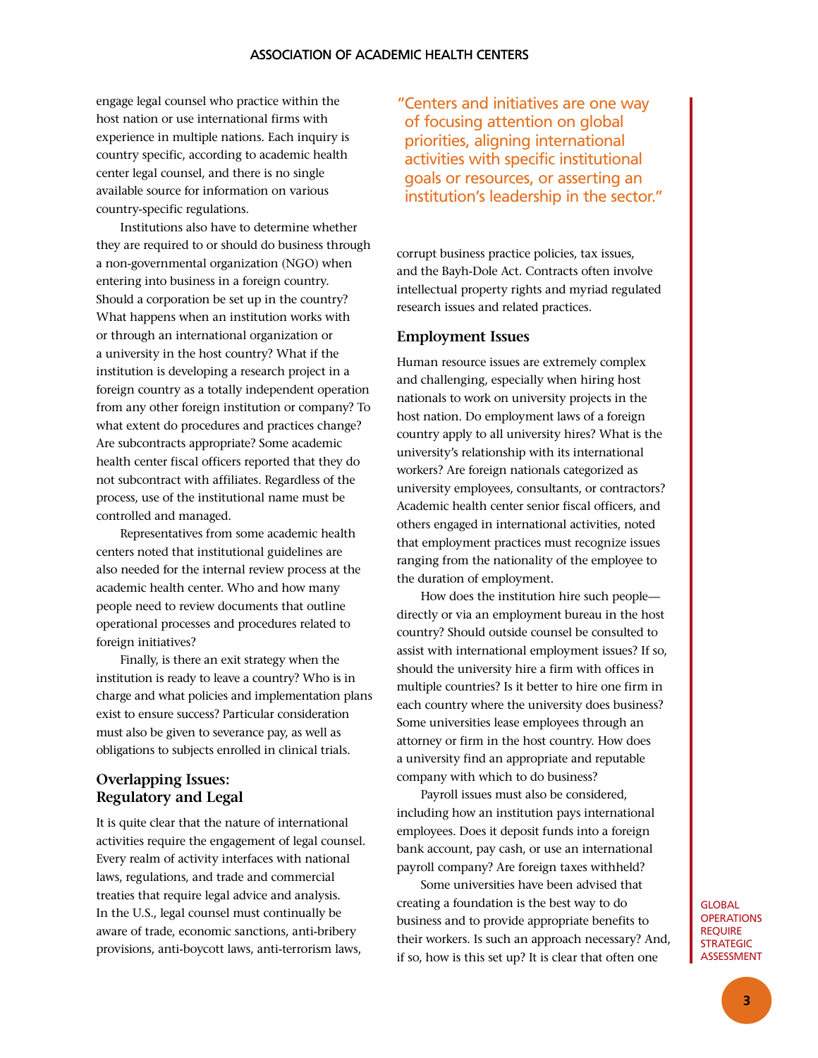engage legal counsel who practice within the host nation or use international firms with experience in multiple nations. Each inquiry is country specific, according to academic health center legal counsel, and there is no single available source for information on various country-specific regulations.

Institutions also have to determine whether they are required to or should do business through a non-governmental organization (NGO) when entering into business in a foreign country. Should a corporation be set up in the country? What happens when an institution works with or through an international organization or a university in the host country? What if the institution is developing a research project in a foreign country as a totally independent operation from any other foreign institution or company? To what extent do procedures and practices change? Are subcontracts appropriate? Some academic health center fiscal officers reported that they do not subcontract with affiliates. Regardless of the process, use of the institutional name must be controlled and managed.

Representatives from some academic health centers noted that institutional guidelines are also needed for the internal review process at the academic health center. Who and how many people need to review documents that outline operational processes and procedures related to foreign initiatives?

Finally, is there an exit strategy when the institution is ready to leave a country? Who is in charge and what policies and implementation plans exist to ensure success? Particular consideration must also be given to severance pay, as well as obligations to subjects enrolled in clinical trials.

## Overlapping Issues: Regulatory and Legal

It is quite clear that the nature of international activities require the engagement of legal counsel. Every realm of activity interfaces with national laws, regulations, and trade and commercial treaties that require legal advice and analysis. In the U.S., legal counsel must continually be aware of trade, economic sanctions, anti-bribery provisions, anti-boycott laws, anti-terrorism laws, corrupt business practice policies, tax issues, and the Bayh-Dole Act. Contracts often involve intellectual property rights and myriad regulated research issues and related practices.

> "Centers and initiatives are one way of focusing attention on global priorities, aligning international activities with specific institutional goals or resources, or asserting an institution's leadership in the sector."

## Employment Issues

Human resource issues are extremely complex and challenging, especially when hiring host nationals to work on university projects in the host nation. Do employment laws of a foreign country apply to all university hires? What is the university's relationship with its international workers? Are foreign nationals categorized as university employees, consultants, or contractors? Academic health center senior fiscal officers, and others engaged in international activities, noted that employment practices must recognize issues ranging from the nationality of the employee to the duration of employment.

How does the institution hire such people—directly or via an employment bureau in the host country? Should outside counsel be consulted to assist with international employment issues? If so, should the university hire a firm with offices in multiple countries? Is it better to hire one firm in each country where the university does business? Some universities lease employees through an attorney or firm in the host country. How does a university find an appropriate and reputable company with which to do business?

Payroll issues must also be considered, including how an institution pays international employees. Does it deposit funds into a foreign bank account, pay cash, or use an international payroll company? Are foreign taxes withheld?

Some universities have been advised that creating a foundation is the best way to do business and to provide appropriate benefits to their workers. Is such an approach necessary? And, if so, how is this set up? It is clear that often one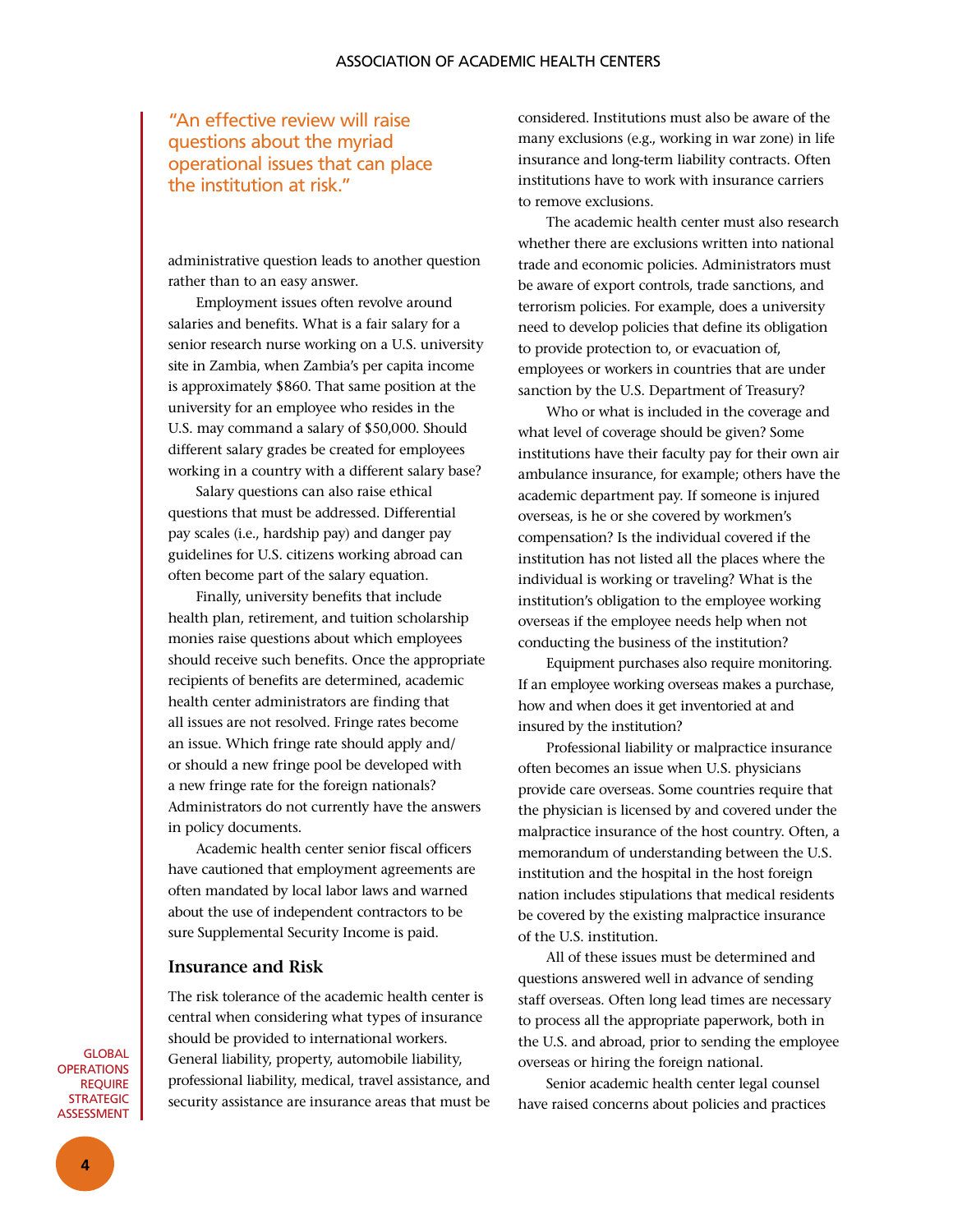> "An effective review will raise questions about the myriad operational issues that can place the institution at risk."

administrative question leads to another question rather than to an easy answer.

Employment issues often revolve around salaries and benefits. What is a fair salary for a senior research nurse working on a U.S. university site in Zambia, when Zambia's per capita income is approximately $860. That same position at the university for an employee who resides in the U.S. may command a salary of $50,000. Should different salary grades be created for employees working in a country with a different salary base?

Salary questions can also raise ethical questions that must be addressed. Differential pay scales (i.e., hardship pay) and danger pay guidelines for U.S. citizens working abroad can often become part of the salary equation.

Finally, university benefits that include health plan, retirement, and tuition scholarship monies raise questions about which employees should receive such benefits. Once the appropriate recipients of benefits are determined, academic health center administrators are finding that all issues are not resolved. Fringe rates become an issue. Which fringe rate should apply and/or should a new fringe pool be developed with a new fringe rate for the foreign nationals? Administrators do not currently have the answers in policy documents.

Academic health center senior fiscal officers have cautioned that employment agreements are often mandated by local labor laws and warned about the use of independent contractors to be sure Supplemental Security Income is paid.

### Insurance and Risk

The risk tolerance of the academic health center is central when considering what types of insurance should be provided to international workers. General liability, property, automobile liability, professional liability, medical, travel assistance, and security assistance are insurance areas that must be considered. Institutions must also be aware of the many exclusions (e.g., working in war zone) in life insurance and long-term liability contracts. Often institutions have to work with insurance carriers to remove exclusions.

The academic health center must also research whether there are exclusions written into national trade and economic policies. Administrators must be aware of export controls, trade sanctions, and terrorism policies. For example, does a university need to develop policies that define its obligation to provide protection to, or evacuation of, employees or workers in countries that are under sanction by the U.S. Department of Treasury?

Who or what is included in the coverage and what level of coverage should be given? Some institutions have their faculty pay for their own air ambulance insurance, for example; others have the academic department pay. If someone is injured overseas, is he or she covered by workmen's compensation? Is the individual covered if the institution has not listed all the places where the individual is working or traveling? What is the institution's obligation to the employee working overseas if the employee needs help when not conducting the business of the institution?

Equipment purchases also require monitoring. If an employee working overseas makes a purchase, how and when does it get inventoried at and insured by the institution?

Professional liability or malpractice insurance often becomes an issue when U.S. physicians provide care overseas. Some countries require that the physician is licensed by and covered under the malpractice insurance of the host country. Often, a memorandum of understanding between the U.S. institution and the hospital in the host foreign nation includes stipulations that medical residents be covered by the existing malpractice insurance of the U.S. institution.

All of these issues must be determined and questions answered well in advance of sending staff overseas. Often long lead times are necessary to process all the appropriate paperwork, both in the U.S. and abroad, prior to sending the employee overseas or hiring the foreign national.

Senior academic health center legal counsel have raised concerns about policies and practices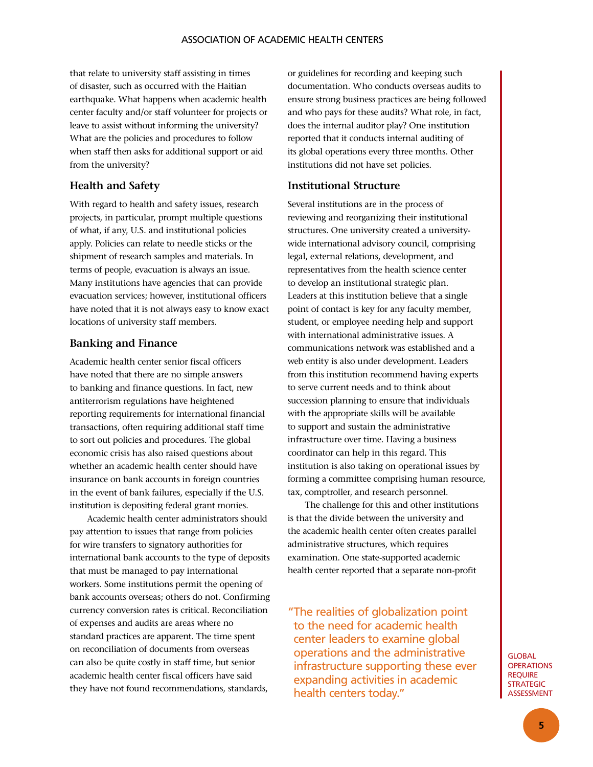that relate to university staff assisting in times of disaster, such as occurred with the Haitian earthquake. What happens when academic health center faculty and/or staff volunteer for projects or leave to assist without informing the university? What are the policies and procedures to follow when staff then asks for additional support or aid from the university?

### Health and Safety

With regard to health and safety issues, research projects, in particular, prompt multiple questions of what, if any, U.S. and institutional policies apply. Policies can relate to needle sticks or the shipment of research samples and materials. In terms of people, evacuation is always an issue. Many institutions have agencies that can provide evacuation services; however, institutional officers have noted that it is not always easy to know exact locations of university staff members.

### Banking and Finance

Academic health center senior fiscal officers have noted that there are no simple answers to banking and finance questions. In fact, new antiterrorism regulations have heightened reporting requirements for international financial transactions, often requiring additional staff time to sort out policies and procedures. The global economic crisis has also raised questions about whether an academic health center should have insurance on bank accounts in foreign countries in the event of bank failures, especially if the U.S. institution is depositing federal grant monies.

Academic health center administrators should pay attention to issues that range from policies for wire transfers to signatory authorities for international bank accounts to the type of deposits that must be managed to pay international workers. Some institutions permit the opening of bank accounts overseas; others do not. Confirming currency conversion rates is critical. Reconciliation of expenses and audits are areas where no standard practices are apparent. The time spent on reconciliation of documents from overseas can also be quite costly in staff time, but senior academic health center fiscal officers have said they have not found recommendations, standards, or guidelines for recording and keeping such documentation. Who conducts overseas audits to ensure strong business practices are being followed and who pays for these audits? What role, in fact, does the internal auditor play? One institution reported that it conducts internal auditing of its global operations every three months. Other institutions did not have set policies.

### Institutional Structure

Several institutions are in the process of reviewing and reorganizing their institutional structures. One university created a university-wide international advisory council, comprising legal, external relations, development, and representatives from the health science center to develop an institutional strategic plan. Leaders at this institution believe that a single point of contact is key for any faculty member, student, or employee needing help and support with international administrative issues. A communications network was established and a web entity is also under development. Leaders from this institution recommend having experts to serve current needs and to think about succession planning to ensure that individuals with the appropriate skills will be available to support and sustain the administrative infrastructure over time. Having a business coordinator can help in this regard. This institution is also taking on operational issues by forming a committee comprising human resource, tax, comptroller, and research personnel.

The challenge for this and other institutions is that the divide between the university and the academic health center often creates parallel administrative structures, which requires examination. One state-supported academic health center reported that a separate non-profit

> "The realities of globalization point to the need for academic health center leaders to examine global operations and the administrative infrastructure supporting these ever expanding activities in academic health centers today."

GLOBAL OPERATIONS REQUIRE STRATEGIC ASSESSMENT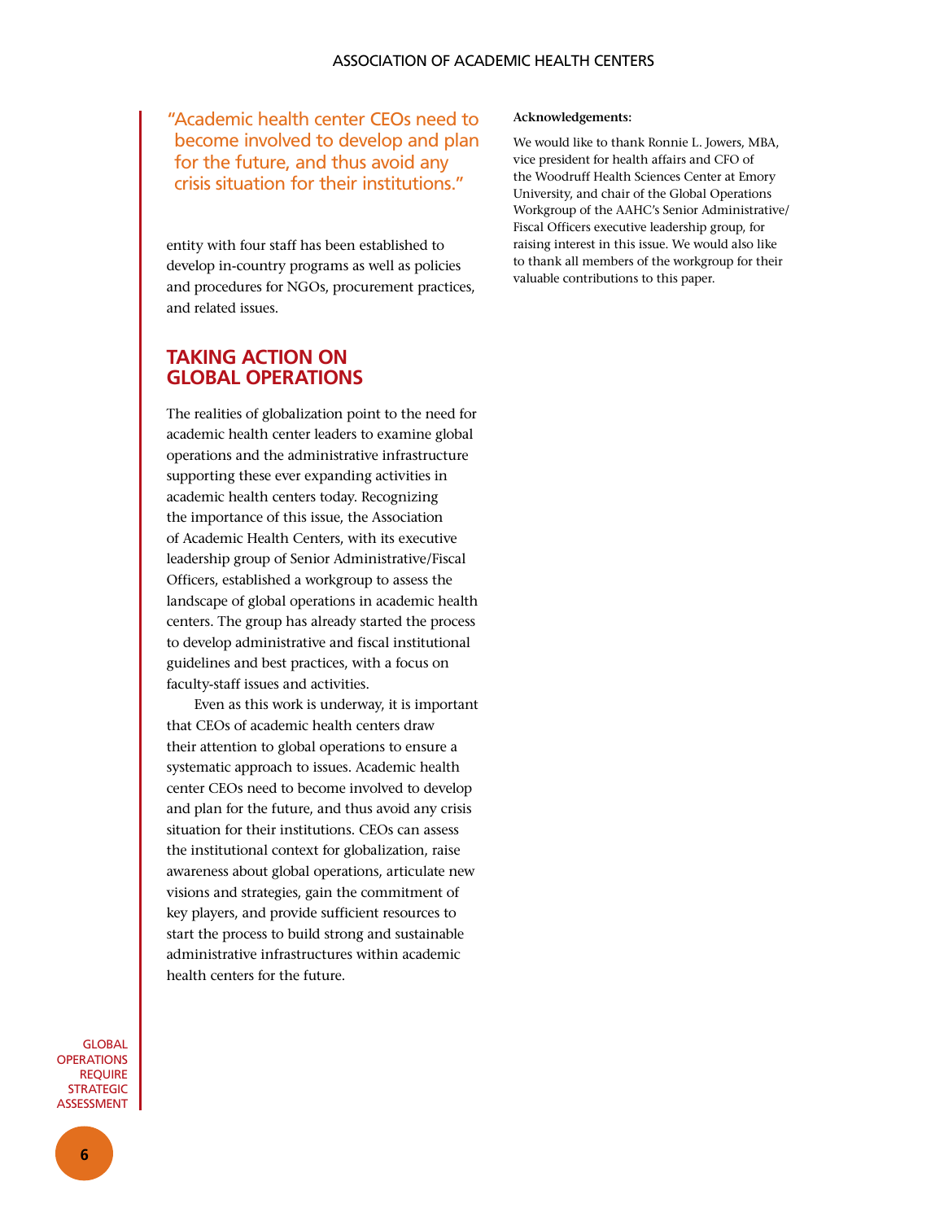> "Academic health center CEOs need to become involved to develop and plan for the future, and thus avoid any crisis situation for their institutions."

entity with four staff has been established to develop in-country programs as well as policies and procedures for NGOs, procurement practices, and related issues.

## TAKING ACTION ON GLOBAL OPERATIONS

The realities of globalization point to the need for academic health center leaders to examine global operations and the administrative infrastructure supporting these ever expanding activities in academic health centers today. Recognizing the importance of this issue, the Association of Academic Health Centers, with its executive leadership group of Senior Administrative/Fiscal Officers, established a workgroup to assess the landscape of global operations in academic health centers. The group has already started the process to develop administrative and fiscal institutional guidelines and best practices, with a focus on faculty-staff issues and activities.

Even as this work is underway, it is important that CEOs of academic health centers draw their attention to global operations to ensure a systematic approach to issues. Academic health center CEOs need to become involved to develop and plan for the future, and thus avoid any crisis situation for their institutions. CEOs can assess the institutional context for globalization, raise awareness about global operations, articulate new visions and strategies, gain the commitment of key players, and provide sufficient resources to start the process to build strong and sustainable administrative infrastructures within academic health centers for the future.

**Acknowledgements:**

We would like to thank Ronnie L. Jowers, MBA, vice president for health affairs and CFO of the Woodruff Health Sciences Center at Emory University, and chair of the Global Operations Workgroup of the AAHC's Senior Administrative/Fiscal Officers executive leadership group, for raising interest in this issue. We would also like to thank all members of the workgroup for their valuable contributions to this paper.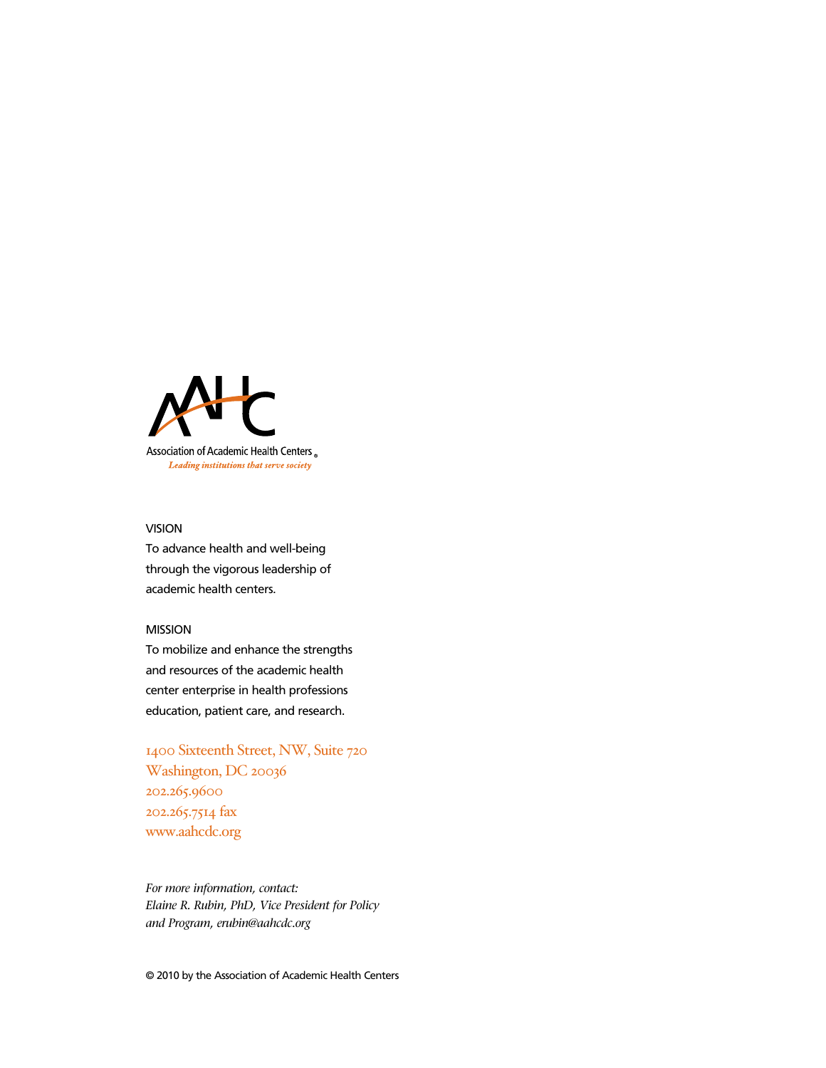Association of Academic Health Centers®

*Leading institutions that serve society*

VISION

To advance health and well-being through the vigorous leadership of academic health centers.

MISSION

To mobilize and enhance the strengths and resources of the academic health center enterprise in health professions education, patient care, and research.

1400 Sixteenth Street, NW, Suite 720
Washington, DC 20036
202.265.9600
202.265.7514 fax
www.aahcdc.org

*For more information, contact:*
*Elaine R. Rubin, PhD, Vice President for Policy and Program, erubin@aahcdc.org*

© 2010 by the Association of Academic Health Centers